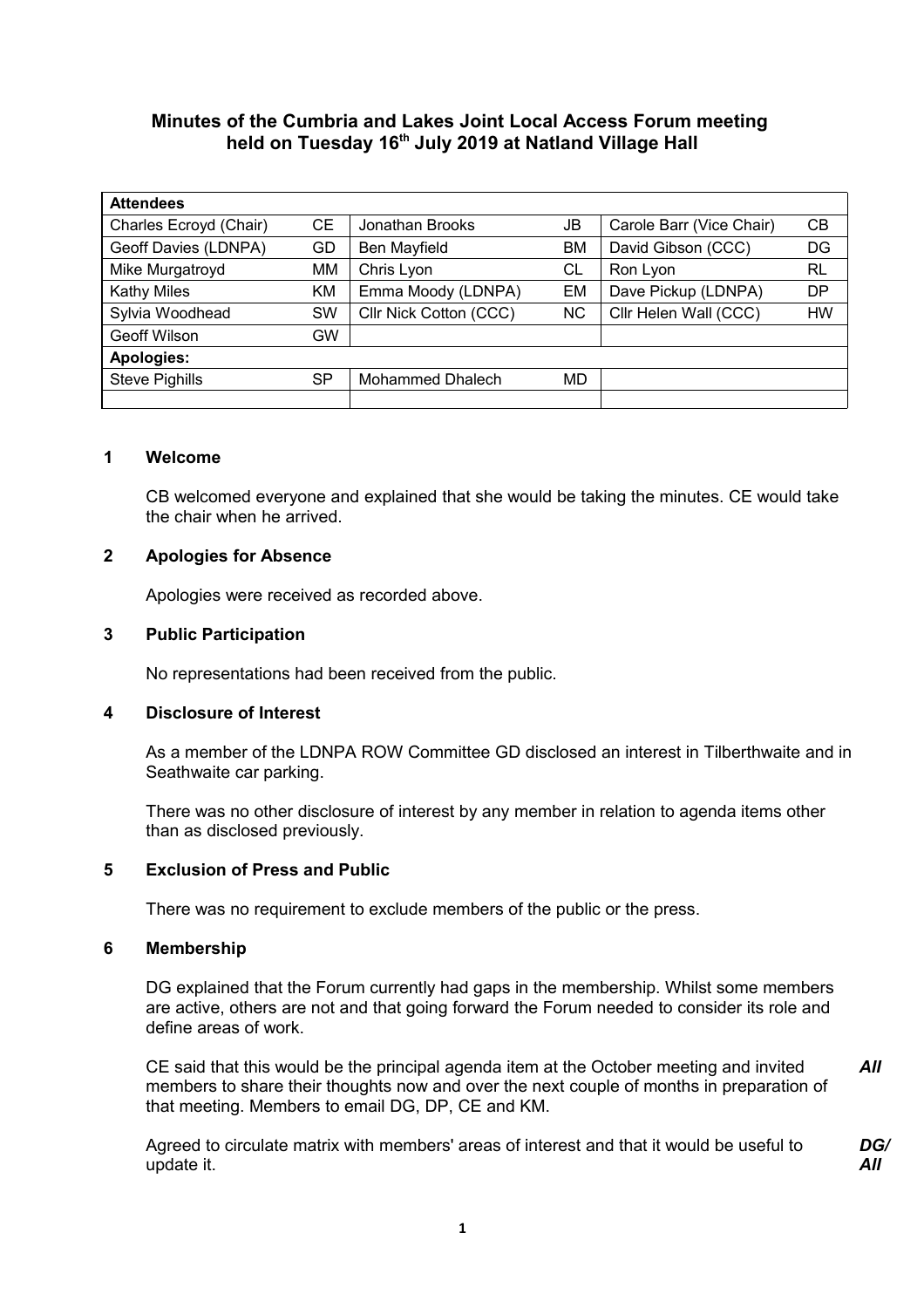# Minutes of the Cumbria and Lakes Joint Local Access Forum meeting held on Tuesday 16th July 2019 at Natland Village Hall

| **Attendees** | | | | | |
|---|---|---|---|---|---|
| Charles Ecroyd (Chair) | CE | Jonathan Brooks | JB | Carole Barr (Vice Chair) | CB |
| Geoff Davies (LDNPA) | GD | Ben Mayfield | BM | David Gibson (CCC) | DG |
| Mike Murgatroyd | MM | Chris Lyon | CL | Ron Lyon | RL |
| Kathy Miles | KM | Emma Moody (LDNPA) | EM | Dave Pickup (LDNPA) | DP |
| Sylvia Woodhead | SW | Cllr Nick Cotton (CCC) | NC | Cllr Helen Wall (CCC) | HW |
| Geoff Wilson | GW | | | | |
| **Apologies:** | | | | | |
| Steve Pighills | SP | Mohammed Dhalech | MD | | |
| | | | | | |

## 1 Welcome

CB welcomed everyone and explained that she would be taking the minutes. CE would take the chair when he arrived.

## 2 Apologies for Absence

Apologies were received as recorded above.

## 3 Public Participation

No representations had been received from the public.

## 4 Disclosure of Interest

As a member of the LDNPA ROW Committee GD disclosed an interest in Tilberthwaite and in Seathwaite car parking.

There was no other disclosure of interest by any member in relation to agenda items other than as disclosed previously.

## 5 Exclusion of Press and Public

There was no requirement to exclude members of the public or the press.

## 6 Membership

DG explained that the Forum currently had gaps in the membership. Whilst some members are active, others are not and that going forward the Forum needed to consider its role and define areas of work.

CE said that this would be the principal agenda item at the October meeting and invited members to share their thoughts now and over the next couple of months in preparation of that meeting. Members to email DG, DP, CE and KM. ***All***

Agreed to circulate matrix with members' areas of interest and that it would be useful to update it. ***DG/ All***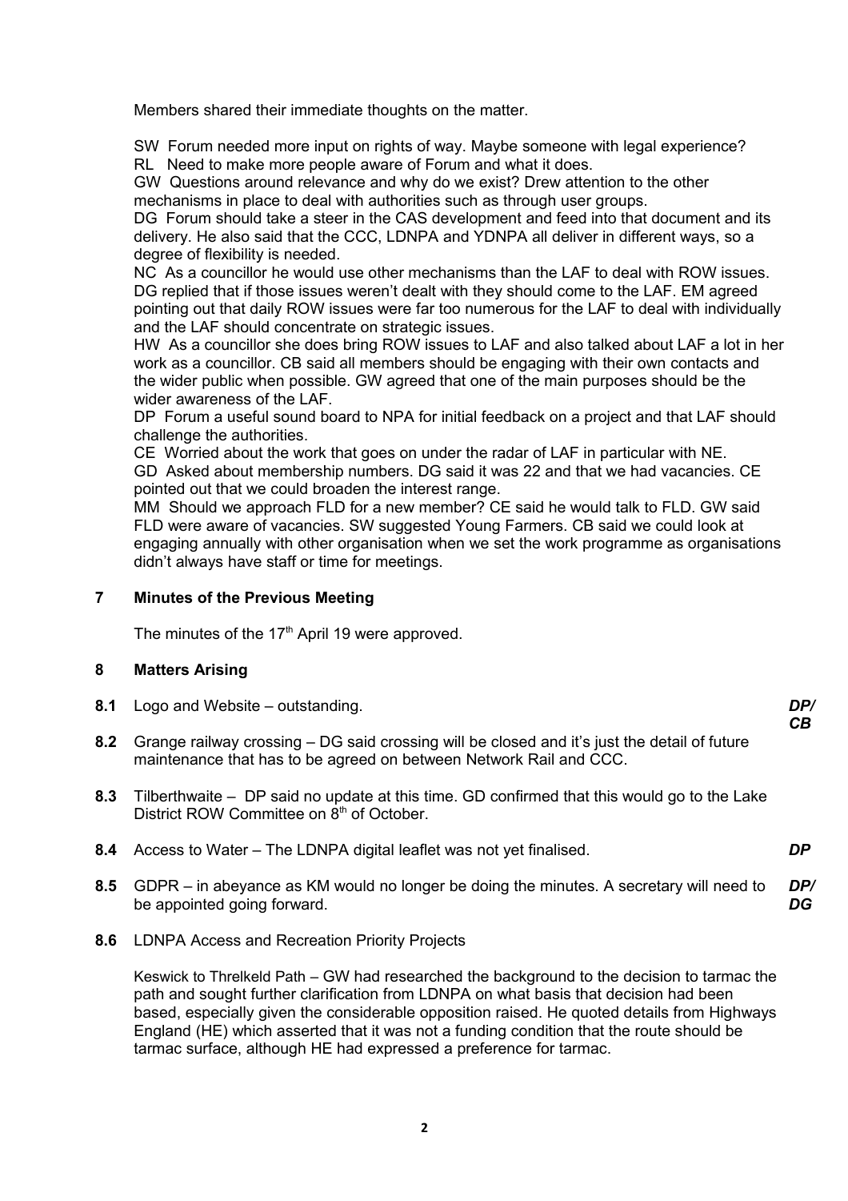Members shared their immediate thoughts on the matter.

SW Forum needed more input on rights of way. Maybe someone with legal experience?
RL Need to make more people aware of Forum and what it does.
GW Questions around relevance and why do we exist? Drew attention to the other mechanisms in place to deal with authorities such as through user groups.
DG Forum should take a steer in the CAS development and feed into that document and its delivery. He also said that the CCC, LDNPA and YDNPA all deliver in different ways, so a degree of flexibility is needed.
NC As a councillor he would use other mechanisms than the LAF to deal with ROW issues. DG replied that if those issues weren't dealt with they should come to the LAF. EM agreed pointing out that daily ROW issues were far too numerous for the LAF to deal with individually and the LAF should concentrate on strategic issues.
HW As a councillor she does bring ROW issues to LAF and also talked about LAF a lot in her work as a councillor. CB said all members should be engaging with their own contacts and the wider public when possible. GW agreed that one of the main purposes should be the wider awareness of the LAF.
DP Forum a useful sound board to NPA for initial feedback on a project and that LAF should challenge the authorities.
CE Worried about the work that goes on under the radar of LAF in particular with NE.
GD Asked about membership numbers. DG said it was 22 and that we had vacancies. CE pointed out that we could broaden the interest range.
MM Should we approach FLD for a new member? CE said he would talk to FLD. GW said FLD were aware of vacancies. SW suggested Young Farmers. CB said we could look at engaging annually with other organisation when we set the work programme as organisations didn't always have staff or time for meetings.

## 7 Minutes of the Previous Meeting

The minutes of the 17th April 19 were approved.

## 8 Matters Arising

**8.1** Logo and Website – outstanding. ***DP/ CB***

**8.2** Grange railway crossing – DG said crossing will be closed and it's just the detail of future maintenance that has to be agreed on between Network Rail and CCC.

**8.3** Tilberthwaite – DP said no update at this time. GD confirmed that this would go to the Lake District ROW Committee on 8th of October.

**8.4** Access to Water – The LDNPA digital leaflet was not yet finalised. ***DP***

**8.5** GDPR – in abeyance as KM would no longer be doing the minutes. A secretary will need to be appointed going forward. ***DP/ DG***

**8.6** LDNPA Access and Recreation Priority Projects

Keswick to Threlkeld Path – GW had researched the background to the decision to tarmac the path and sought further clarification from LDNPA on what basis that decision had been based, especially given the considerable opposition raised. He quoted details from Highways England (HE) which asserted that it was not a funding condition that the route should be tarmac surface, although HE had expressed a preference for tarmac.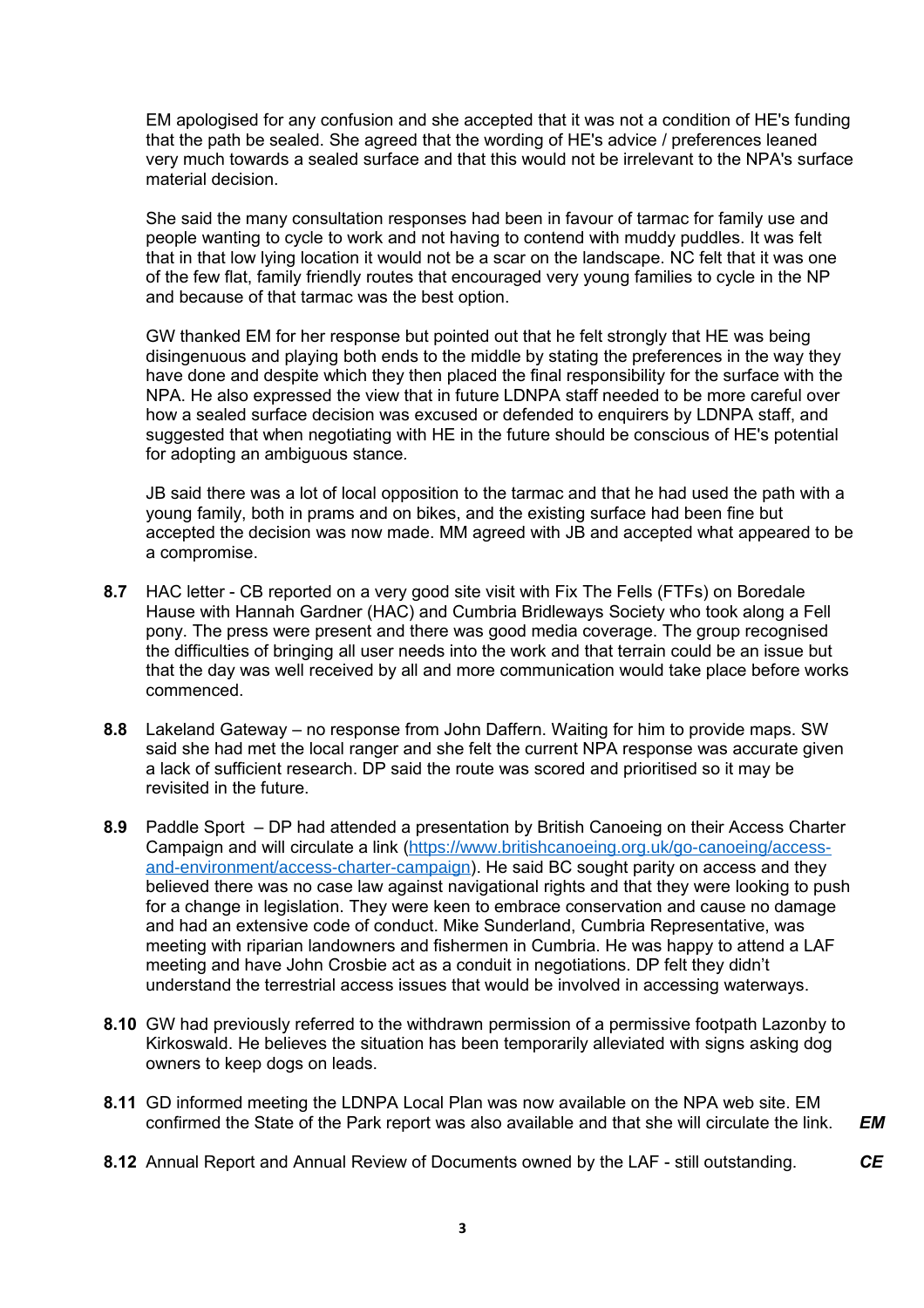EM apologised for any confusion and she accepted that it was not a condition of HE's funding that the path be sealed. She agreed that the wording of HE's advice / preferences leaned very much towards a sealed surface and that this would not be irrelevant to the NPA's surface material decision.

She said the many consultation responses had been in favour of tarmac for family use and people wanting to cycle to work and not having to contend with muddy puddles. It was felt that in that low lying location it would not be a scar on the landscape. NC felt that it was one of the few flat, family friendly routes that encouraged very young families to cycle in the NP and because of that tarmac was the best option.

GW thanked EM for her response but pointed out that he felt strongly that HE was being disingenuous and playing both ends to the middle by stating the preferences in the way they have done and despite which they then placed the final responsibility for the surface with the NPA. He also expressed the view that in future LDNPA staff needed to be more careful over how a sealed surface decision was excused or defended to enquirers by LDNPA staff, and suggested that when negotiating with HE in the future should be conscious of HE's potential for adopting an ambiguous stance.

JB said there was a lot of local opposition to the tarmac and that he had used the path with a young family, both in prams and on bikes, and the existing surface had been fine but accepted the decision was now made. MM agreed with JB and accepted what appeared to be a compromise.

**8.7** HAC letter - CB reported on a very good site visit with Fix The Fells (FTFs) on Boredale Hause with Hannah Gardner (HAC) and Cumbria Bridleways Society who took along a Fell pony. The press were present and there was good media coverage. The group recognised the difficulties of bringing all user needs into the work and that terrain could be an issue but that the day was well received by all and more communication would take place before works commenced.

**8.8** Lakeland Gateway – no response from John Daffern. Waiting for him to provide maps. SW said she had met the local ranger and she felt the current NPA response was accurate given a lack of sufficient research. DP said the route was scored and prioritised so it may be revisited in the future.

**8.9** Paddle Sport – DP had attended a presentation by British Canoeing on their Access Charter Campaign and will circulate a link ([https://www.britishcanoeing.org.uk/go-canoeing/access-and-environment/access-charter-campaign](https://www.britishcanoeing.org.uk/go-canoeing/access-and-environment/access-charter-campaign)). He said BC sought parity on access and they believed there was no case law against navigational rights and that they were looking to push for a change in legislation. They were keen to embrace conservation and cause no damage and had an extensive code of conduct. Mike Sunderland, Cumbria Representative, was meeting with riparian landowners and fishermen in Cumbria. He was happy to attend a LAF meeting and have John Crosbie act as a conduit in negotiations. DP felt they didn't understand the terrestrial access issues that would be involved in accessing waterways.

**8.10** GW had previously referred to the withdrawn permission of a permissive footpath Lazonby to Kirkoswald. He believes the situation has been temporarily alleviated with signs asking dog owners to keep dogs on leads.

**8.11** GD informed meeting the LDNPA Local Plan was now available on the NPA web site. EM confirmed the State of the Park report was also available and that she will circulate the link. ***EM***

**8.12** Annual Report and Annual Review of Documents owned by the LAF - still outstanding. ***CE***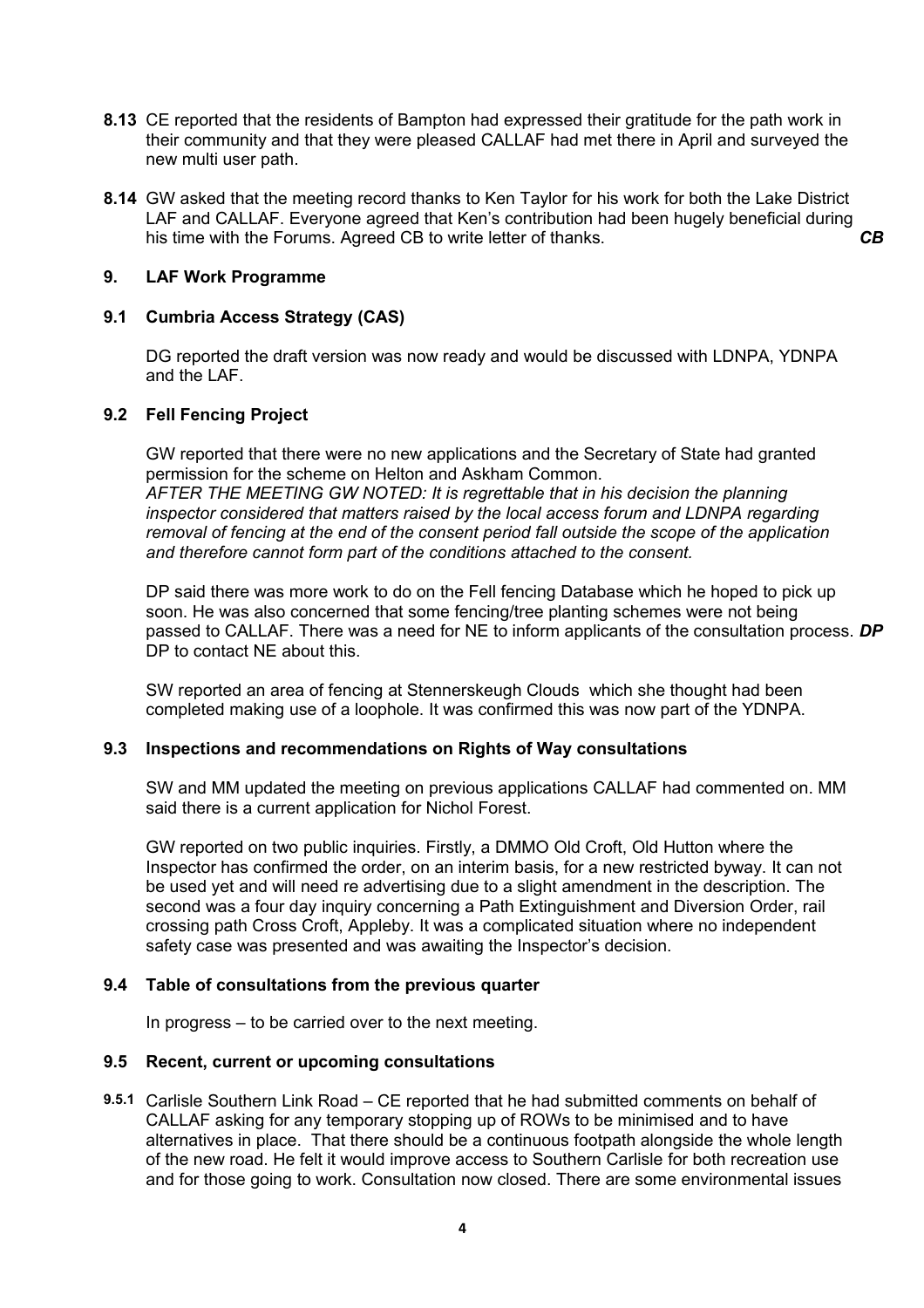**8.13** CE reported that the residents of Bampton had expressed their gratitude for the path work in their community and that they were pleased CALLAF had met there in April and surveyed the new multi user path.

**8.14** GW asked that the meeting record thanks to Ken Taylor for his work for both the Lake District LAF and CALLAF. Everyone agreed that Ken's contribution had been hugely beneficial during his time with the Forums. Agreed CB to write letter of thanks. ***CB***

## 9. LAF Work Programme

### 9.1 Cumbria Access Strategy (CAS)

DG reported the draft version was now ready and would be discussed with LDNPA, YDNPA and the LAF.

### 9.2 Fell Fencing Project

GW reported that there were no new applications and the Secretary of State had granted permission for the scheme on Helton and Askham Common.
*AFTER THE MEETING GW NOTED: It is regrettable that in his decision the planning inspector considered that matters raised by the local access forum and LDNPA regarding removal of fencing at the end of the consent period fall outside the scope of the application and therefore cannot form part of the conditions attached to the consent.*

DP said there was more work to do on the Fell fencing Database which he hoped to pick up soon. He was also concerned that some fencing/tree planting schemes were not being passed to CALLAF. There was a need for NE to inform applicants of the consultation process. DP to contact NE about this. ***DP***

SW reported an area of fencing at Stennerskeugh Clouds which she thought had been completed making use of a loophole. It was confirmed this was now part of the YDNPA.

### 9.3 Inspections and recommendations on Rights of Way consultations

SW and MM updated the meeting on previous applications CALLAF had commented on. MM said there is a current application for Nichol Forest.

GW reported on two public inquiries. Firstly, a DMMO Old Croft, Old Hutton where the Inspector has confirmed the order, on an interim basis, for a new restricted byway. It can not be used yet and will need re advertising due to a slight amendment in the description. The second was a four day inquiry concerning a Path Extinguishment and Diversion Order, rail crossing path Cross Croft, Appleby. It was a complicated situation where no independent safety case was presented and was awaiting the Inspector's decision.

### 9.4 Table of consultations from the previous quarter

In progress – to be carried over to the next meeting.

### 9.5 Recent, current or upcoming consultations

**9.5.1** Carlisle Southern Link Road – CE reported that he had submitted comments on behalf of CALLAF asking for any temporary stopping up of ROWs to be minimised and to have alternatives in place. That there should be a continuous footpath alongside the whole length of the new road. He felt it would improve access to Southern Carlisle for both recreation use and for those going to work. Consultation now closed. There are some environmental issues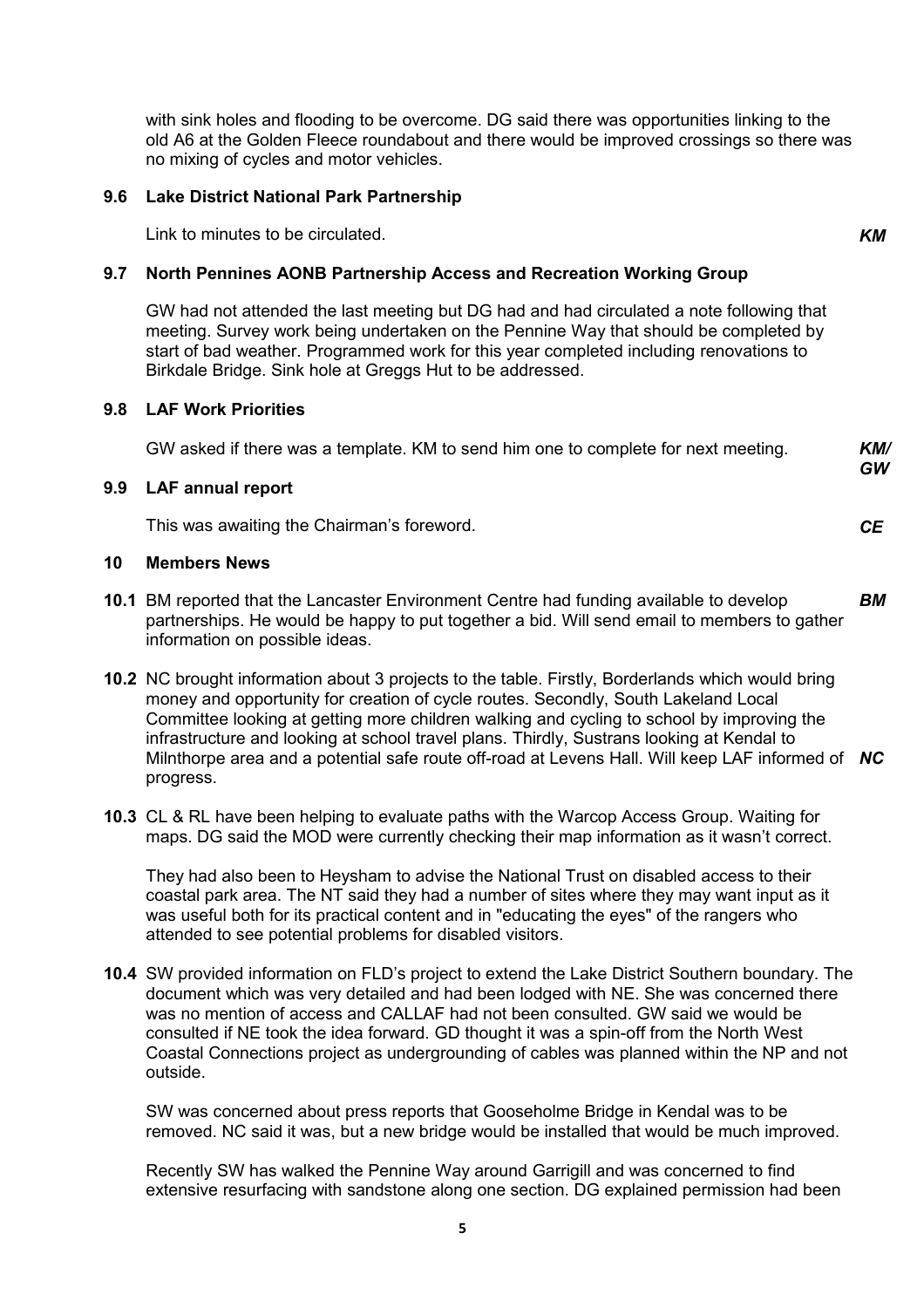with sink holes and flooding to be overcome. DG said there was opportunities linking to the old A6 at the Golden Fleece roundabout and there would be improved crossings so there was no mixing of cycles and motor vehicles.

### 9.6 Lake District National Park Partnership

Link to minutes to be circulated. ***KM***

### 9.7 North Pennines AONB Partnership Access and Recreation Working Group

GW had not attended the last meeting but DG had and had circulated a note following that meeting. Survey work being undertaken on the Pennine Way that should be completed by start of bad weather. Programmed work for this year completed including renovations to Birkdale Bridge. Sink hole at Greggs Hut to be addressed.

### 9.8 LAF Work Priorities

GW asked if there was a template. KM to send him one to complete for next meeting. ***KM/ GW***

### 9.9 LAF annual report

This was awaiting the Chairman's foreword. ***CE***

## 10 Members News

**10.1** BM reported that the Lancaster Environment Centre had funding available to develop partnerships. He would be happy to put together a bid. Will send email to members to gather information on possible ideas. ***BM***

**10.2** NC brought information about 3 projects to the table. Firstly, Borderlands which would bring money and opportunity for creation of cycle routes. Secondly, South Lakeland Local Committee looking at getting more children walking and cycling to school by improving the infrastructure and looking at school travel plans. Thirdly, Sustrans looking at Kendal to Milnthorpe area and a potential safe route off-road at Levens Hall. Will keep LAF informed of progress. ***NC***

**10.3** CL & RL have been helping to evaluate paths with the Warcop Access Group. Waiting for maps. DG said the MOD were currently checking their map information as it wasn't correct.

They had also been to Heysham to advise the National Trust on disabled access to their coastal park area. The NT said they had a number of sites where they may want input as it was useful both for its practical content and in "educating the eyes" of the rangers who attended to see potential problems for disabled visitors.

**10.4** SW provided information on FLD's project to extend the Lake District Southern boundary. The document which was very detailed and had been lodged with NE. She was concerned there was no mention of access and CALLAF had not been consulted. GW said we would be consulted if NE took the idea forward. GD thought it was a spin-off from the North West Coastal Connections project as undergrounding of cables was planned within the NP and not outside.

SW was concerned about press reports that Gooseholme Bridge in Kendal was to be removed. NC said it was, but a new bridge would be installed that would be much improved.

Recently SW has walked the Pennine Way around Garrigill and was concerned to find extensive resurfacing with sandstone along one section. DG explained permission had been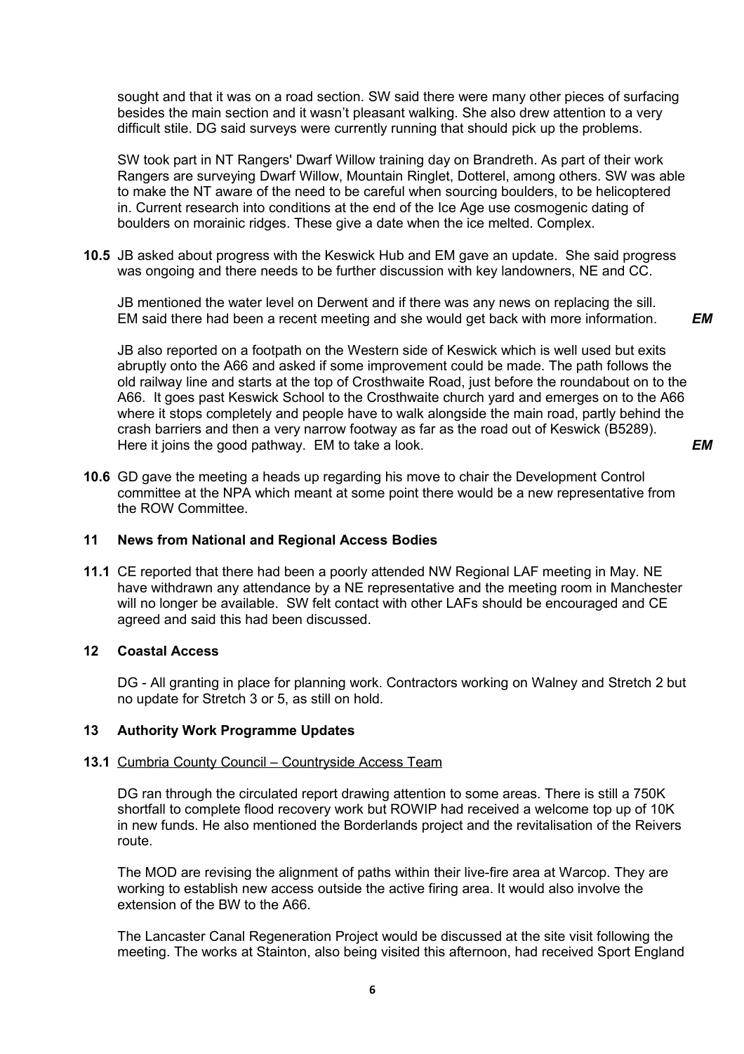sought and that it was on a road section. SW said there were many other pieces of surfacing besides the main section and it wasn't pleasant walking. She also drew attention to a very difficult stile. DG said surveys were currently running that should pick up the problems.

SW took part in NT Rangers' Dwarf Willow training day on Brandreth. As part of their work Rangers are surveying Dwarf Willow, Mountain Ringlet, Dotterel, among others. SW was able to make the NT aware of the need to be careful when sourcing boulders, to be helicoptered in. Current research into conditions at the end of the Ice Age use cosmogenic dating of boulders on morainic ridges. These give a date when the ice melted. Complex.

**10.5** JB asked about progress with the Keswick Hub and EM gave an update. She said progress was ongoing and there needs to be further discussion with key landowners, NE and CC.

JB mentioned the water level on Derwent and if there was any news on replacing the sill. EM said there had been a recent meeting and she would get back with more information. ***EM***

JB also reported on a footpath on the Western side of Keswick which is well used but exits abruptly onto the A66 and asked if some improvement could be made. The path follows the old railway line and starts at the top of Crosthwaite Road, just before the roundabout on to the A66. It goes past Keswick School to the Crosthwaite church yard and emerges on to the A66 where it stops completely and people have to walk alongside the main road, partly behind the crash barriers and then a very narrow footway as far as the road out of Keswick (B5289). Here it joins the good pathway. EM to take a look. ***EM***

**10.6** GD gave the meeting a heads up regarding his move to chair the Development Control committee at the NPA which meant at some point there would be a new representative from the ROW Committee.

## 11 News from National and Regional Access Bodies

**11.1** CE reported that there had been a poorly attended NW Regional LAF meeting in May. NE have withdrawn any attendance by a NE representative and the meeting room in Manchester will no longer be available. SW felt contact with other LAFs should be encouraged and CE agreed and said this had been discussed.

## 12 Coastal Access

DG - All granting in place for planning work. Contractors working on Walney and Stretch 2 but no update for Stretch 3 or 5, as still on hold.

## 13 Authority Work Programme Updates

**13.1** Cumbria County Council – Countryside Access Team

DG ran through the circulated report drawing attention to some areas. There is still a 750K shortfall to complete flood recovery work but ROWIP had received a welcome top up of 10K in new funds. He also mentioned the Borderlands project and the revitalisation of the Reivers route.

The MOD are revising the alignment of paths within their live-fire area at Warcop. They are working to establish new access outside the active firing area. It would also involve the extension of the BW to the A66.

The Lancaster Canal Regeneration Project would be discussed at the site visit following the meeting. The works at Stainton, also being visited this afternoon, had received Sport England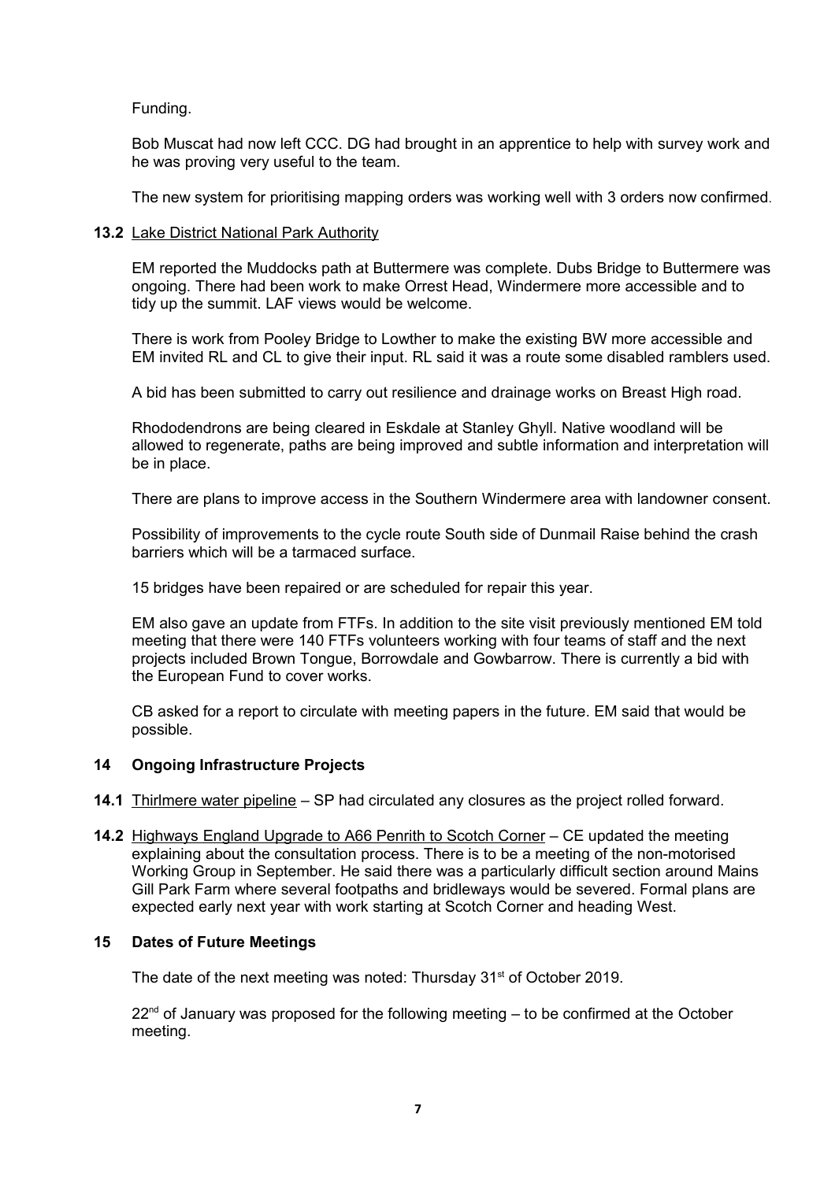Funding.

Bob Muscat had now left CCC. DG had brought in an apprentice to help with survey work and he was proving very useful to the team.

The new system for prioritising mapping orders was working well with 3 orders now confirmed.

**13.2** Lake District National Park Authority

EM reported the Muddocks path at Buttermere was complete. Dubs Bridge to Buttermere was ongoing. There had been work to make Orrest Head, Windermere more accessible and to tidy up the summit. LAF views would be welcome.

There is work from Pooley Bridge to Lowther to make the existing BW more accessible and EM invited RL and CL to give their input. RL said it was a route some disabled ramblers used.

A bid has been submitted to carry out resilience and drainage works on Breast High road.

Rhododendrons are being cleared in Eskdale at Stanley Ghyll. Native woodland will be allowed to regenerate, paths are being improved and subtle information and interpretation will be in place.

There are plans to improve access in the Southern Windermere area with landowner consent.

Possibility of improvements to the cycle route South side of Dunmail Raise behind the crash barriers which will be a tarmaced surface.

15 bridges have been repaired or are scheduled for repair this year.

EM also gave an update from FTFs. In addition to the site visit previously mentioned EM told meeting that there were 140 FTFs volunteers working with four teams of staff and the next projects included Brown Tongue, Borrowdale and Gowbarrow. There is currently a bid with the European Fund to cover works.

CB asked for a report to circulate with meeting papers in the future. EM said that would be possible.

## 14 Ongoing Infrastructure Projects

**14.1** Thirlmere water pipeline – SP had circulated any closures as the project rolled forward.

**14.2** Highways England Upgrade to A66 Penrith to Scotch Corner – CE updated the meeting explaining about the consultation process. There is to be a meeting of the non-motorised Working Group in September. He said there was a particularly difficult section around Mains Gill Park Farm where several footpaths and bridleways would be severed. Formal plans are expected early next year with work starting at Scotch Corner and heading West.

## 15 Dates of Future Meetings

The date of the next meeting was noted: Thursday 31st of October 2019.

22nd of January was proposed for the following meeting – to be confirmed at the October meeting.